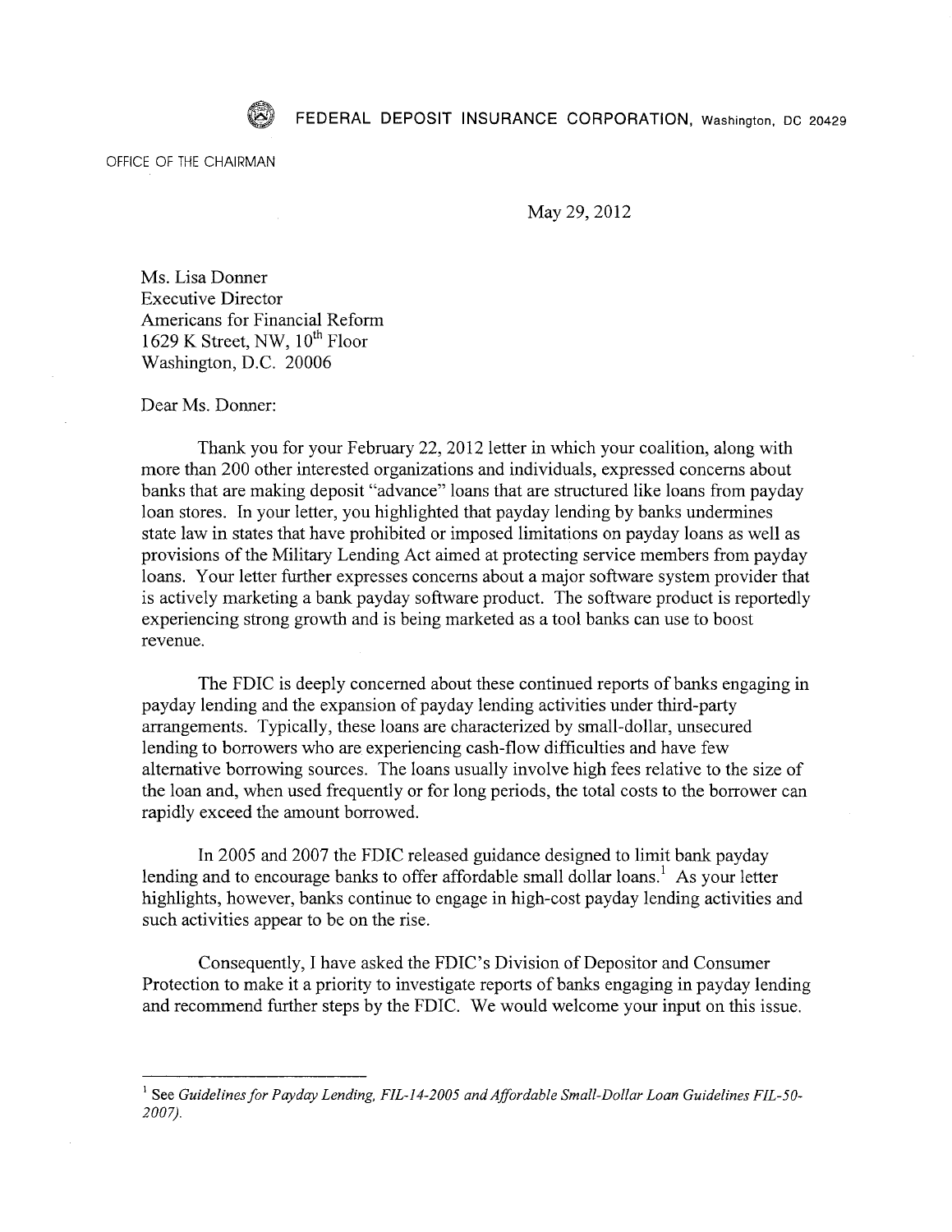FEDERAL DEPOSIT INSURANCE CORPORATION, Washington, DC 20429

OFFICE OF THE CHAIRMAN

May 29, 2012

Ms. Lisa Donner
Executive Director
Americans for Financial Reform
1629 K Street, NW, 10th Floor
Washington, D.C. 20006

Dear Ms. Donner:

Thank you for your February 22, 2012 letter in which your coalition, along with more than 200 other interested organizations and individuals, expressed concerns about banks that are making deposit "advance" loans that are structured like loans from payday loan stores. In your letter, you highlighted that payday lending by banks undermines state law in states that have prohibited or imposed limitations on payday loans as well as provisions of the Military Lending Act aimed at protecting service members from payday loans. Your letter further expresses concerns about a major software system provider that is actively marketing a bank payday software product. The software product is reportedly experiencing strong growth and is being marketed as a tool banks can use to boost revenue.

The FDIC is deeply concerned about these continued reports of banks engaging in payday lending and the expansion of payday lending activities under third-party arrangements. Typically, these loans are characterized by small-dollar, unsecured lending to borrowers who are experiencing cash-flow difficulties and have few alternative borrowing sources. The loans usually involve high fees relative to the size of the loan and, when used frequently or for long periods, the total costs to the borrower can rapidly exceed the amount borrowed.

In 2005 and 2007 the FDIC released guidance designed to limit bank payday lending and to encourage banks to offer affordable small dollar loans.[1] As your letter highlights, however, banks continue to engage in high-cost payday lending activities and such activities appear to be on the rise.

Consequently, I have asked the FDIC's Division of Depositor and Consumer Protection to make it a priority to investigate reports of banks engaging in payday lending and recommend further steps by the FDIC. We would welcome your input on this issue.

---

[1] See *Guidelines for Payday Lending, FIL-14-2005 and Affordable Small-Dollar Loan Guidelines FIL-50-2007).*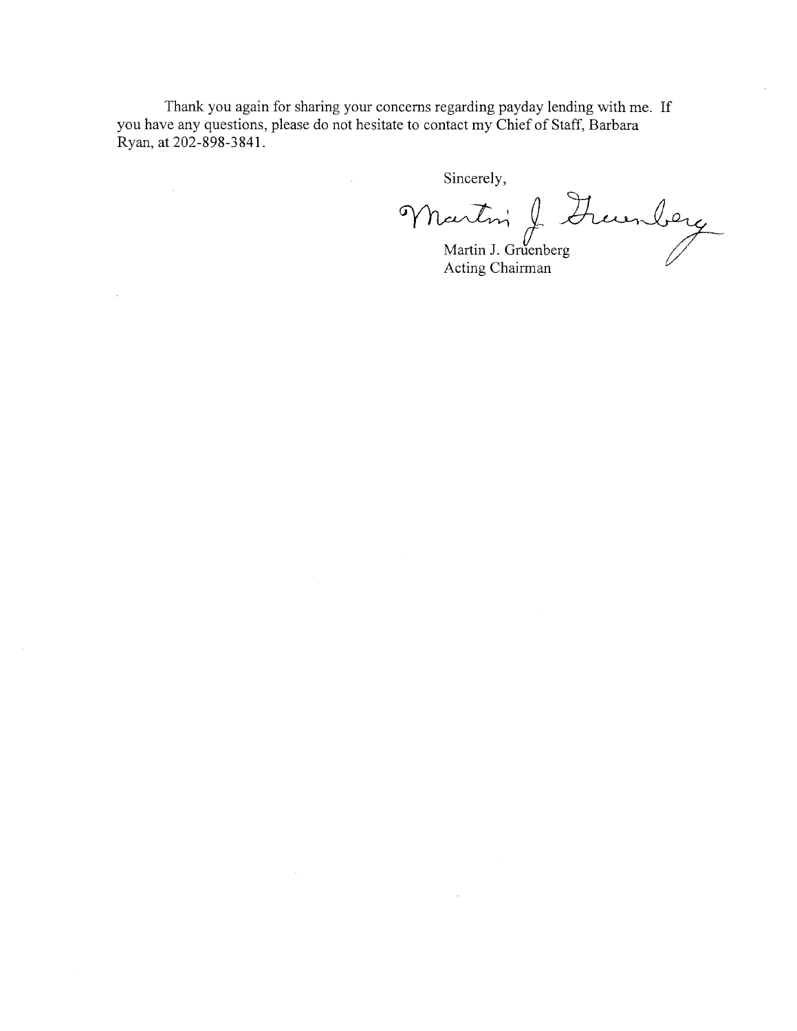Thank you again for sharing your concerns regarding payday lending with me. If you have any questions, please do not hesitate to contact my Chief of Staff, Barbara Ryan, at 202-898-3841.

Sincerely,

Martin J. Gruenberg

Martin J. Gruenberg
Acting Chairman